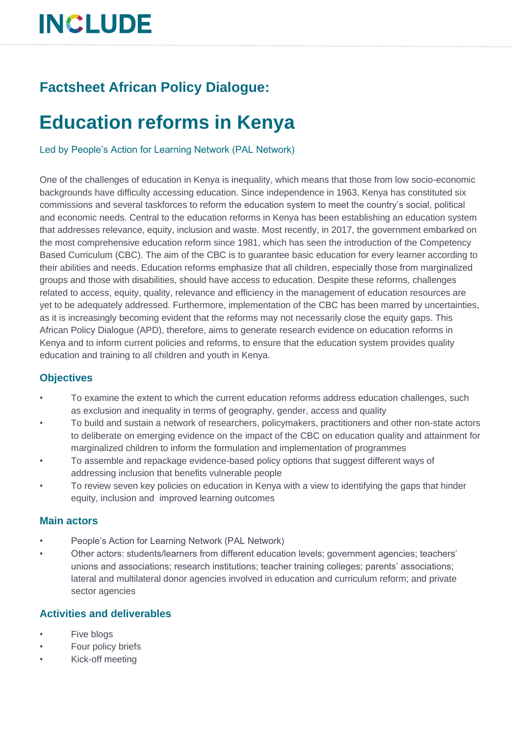# INCLUDE

## Factsheet African Policy Dialogue:

# Education reforms in Kenya

Led by People's Action for Learning Network (PAL Network)

One of the challenges of education in Kenya is inequality, which means that those from low socio-economic backgrounds have difficulty accessing education. Since independence in 1963, Kenya has constituted six commissions and several taskforces to reform the education system to meet the country's social, political and economic needs. Central to the education reforms in Kenya has been establishing an education system that addresses relevance, equity, inclusion and waste. Most recently, in 2017, the government embarked on the most comprehensive education reform since 1981, which has seen the introduction of the Competency Based Curriculum (CBC). The aim of the CBC is to guarantee basic education for every learner according to their abilities and needs. Education reforms emphasize that all children, especially those from marginalized groups and those with disabilities, should have access to education. Despite these reforms, challenges related to access, equity, quality, relevance and efficiency in the management of education resources are yet to be adequately addressed. Furthermore, implementation of the CBC has been marred by uncertainties, as it is increasingly becoming evident that the reforms may not necessarily close the equity gaps. This African Policy Dialogue (APD), therefore, aims to generate research evidence on education reforms in Kenya and to inform current policies and reforms, to ensure that the education system provides quality education and training to all children and youth in Kenya.

### Objectives

- To examine the extent to which the current education reforms address education challenges, such as exclusion and inequality in terms of geography, gender, access and quality
- To build and sustain a network of researchers, policymakers, practitioners and other non-state actors to deliberate on emerging evidence on the impact of the CBC on education quality and attainment for marginalized children to inform the formulation and implementation of programmes
- To assemble and repackage evidence-based policy options that suggest different ways of addressing inclusion that benefits vulnerable people
- To review seven key policies on education in Kenya with a view to identifying the gaps that hinder equity, inclusion and improved learning outcomes

### Main actors

- People's Action for Learning Network (PAL Network)
- Other actors: students/learners from different education levels; government agencies; teachers' unions and associations; research institutions; teacher training colleges; parents' associations; lateral and multilateral donor agencies involved in education and curriculum reform; and private sector agencies

### Activities and deliverables

- Five blogs
- Four policy briefs
- Kick-off meeting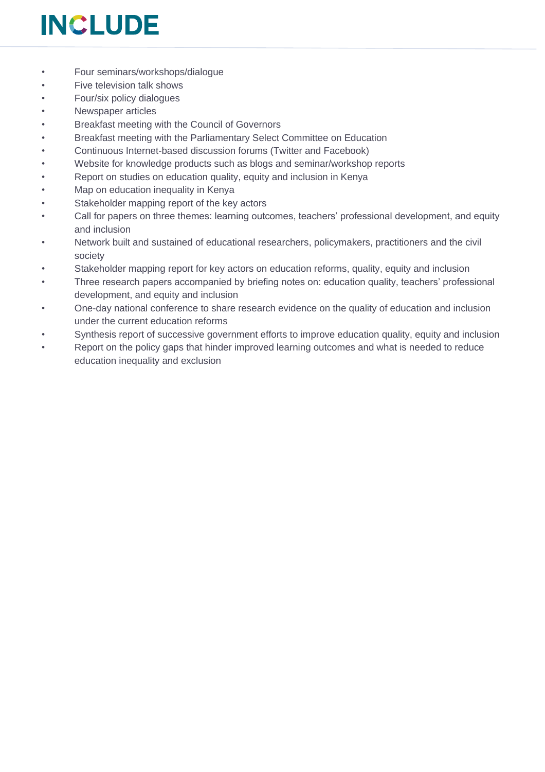- Four seminars/workshops/dialogue
- Five television talk shows
- Four/six policy dialogues
- Newspaper articles
- Breakfast meeting with the Council of Governors
- Breakfast meeting with the Parliamentary Select Committee on Education
- Continuous Internet-based discussion forums (Twitter and Facebook)
- Website for knowledge products such as blogs and seminar/workshop reports
- Report on studies on education quality, equity and inclusion in Kenya
- Map on education inequality in Kenya
- Stakeholder mapping report of the key actors
- Call for papers on three themes: learning outcomes, teachers' professional development, and equity and inclusion
- Network built and sustained of educational researchers, policymakers, practitioners and the civil society
- Stakeholder mapping report for key actors on education reforms, quality, equity and inclusion
- Three research papers accompanied by briefing notes on: education quality, teachers' professional development, and equity and inclusion
- One-day national conference to share research evidence on the quality of education and inclusion under the current education reforms
- Synthesis report of successive government efforts to improve education quality, equity and inclusion
- Report on the policy gaps that hinder improved learning outcomes and what is needed to reduce education inequality and exclusion